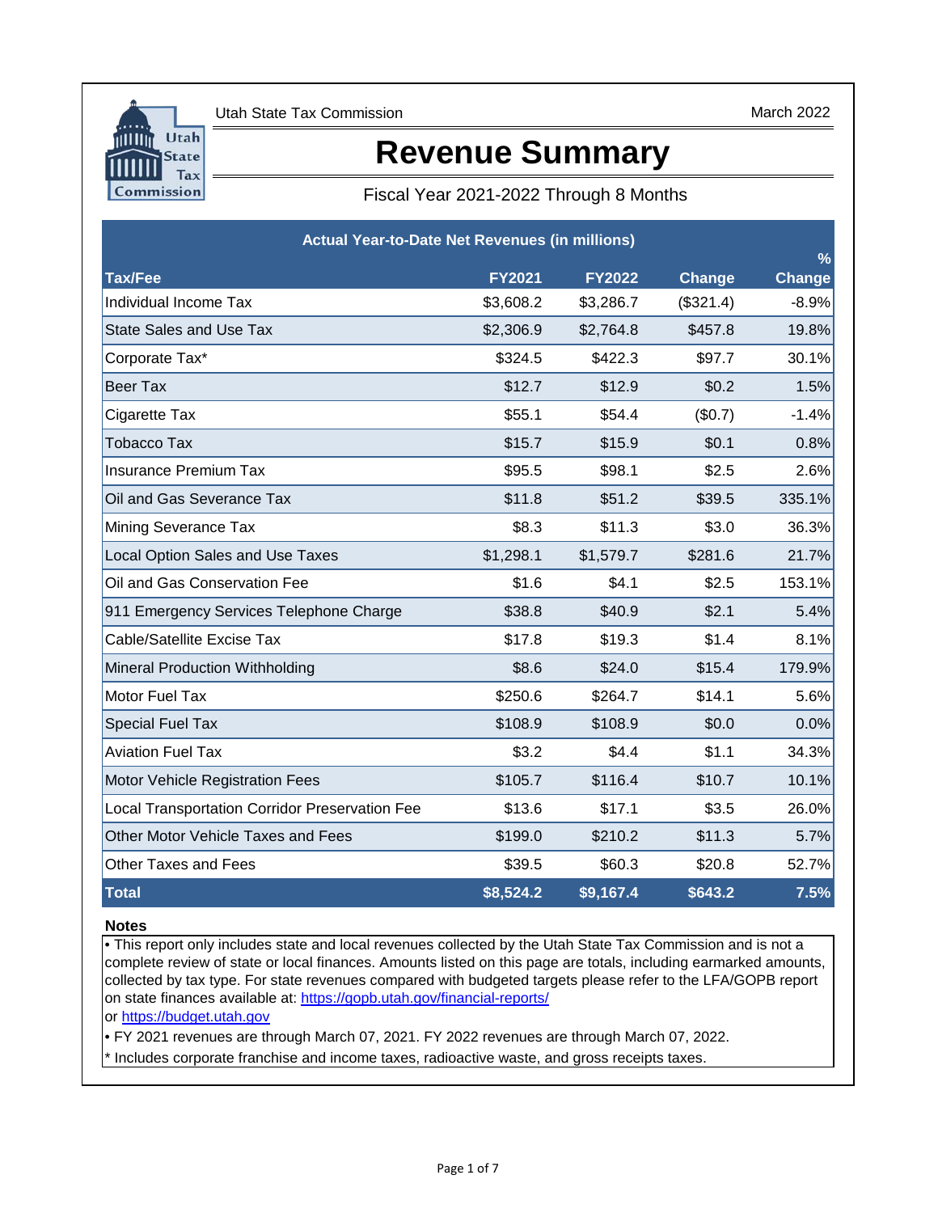Utah State Tax Commission

March 2022

# Revenue Summary

Fiscal Year 2021-2022 Through 8 Months

| Actual Year-to-Date Net Revenues (in millions) | | | | |
|---|---|---|---|---|
| **Tax/Fee** | **FY2021** | **FY2022** | **Change** | **% Change** |
| Individual Income Tax | $3,608.2 | $3,286.7 | ($321.4) | -8.9% |
| State Sales and Use Tax | $2,306.9 | $2,764.8 | $457.8 | 19.8% |
| Corporate Tax* | $324.5 | $422.3 | $97.7 | 30.1% |
| Beer Tax | $12.7 | $12.9 | $0.2 | 1.5% |
| Cigarette Tax | $55.1 | $54.4 | ($0.7) | -1.4% |
| Tobacco Tax | $15.7 | $15.9 | $0.1 | 0.8% |
| Insurance Premium Tax | $95.5 | $98.1 | $2.5 | 2.6% |
| Oil and Gas Severance Tax | $11.8 | $51.2 | $39.5 | 335.1% |
| Mining Severance Tax | $8.3 | $11.3 | $3.0 | 36.3% |
| Local Option Sales and Use Taxes | $1,298.1 | $1,579.7 | $281.6 | 21.7% |
| Oil and Gas Conservation Fee | $1.6 | $4.1 | $2.5 | 153.1% |
| 911 Emergency Services Telephone Charge | $38.8 | $40.9 | $2.1 | 5.4% |
| Cable/Satellite Excise Tax | $17.8 | $19.3 | $1.4 | 8.1% |
| Mineral Production Withholding | $8.6 | $24.0 | $15.4 | 179.9% |
| Motor Fuel Tax | $250.6 | $264.7 | $14.1 | 5.6% |
| Special Fuel Tax | $108.9 | $108.9 | $0.0 | 0.0% |
| Aviation Fuel Tax | $3.2 | $4.4 | $1.1 | 34.3% |
| Motor Vehicle Registration Fees | $105.7 | $116.4 | $10.7 | 10.1% |
| Local Transportation Corridor Preservation Fee | $13.6 | $17.1 | $3.5 | 26.0% |
| Other Motor Vehicle Taxes and Fees | $199.0 | $210.2 | $11.3 | 5.7% |
| Other Taxes and Fees | $39.5 | $60.3 | $20.8 | 52.7% |
| **Total** | **$8,524.2** | **$9,167.4** | **$643.2** | **7.5%** |

**Notes**

- This report only includes state and local revenues collected by the Utah State Tax Commission and is not a complete review of state or local finances. Amounts listed on this page are totals, including earmarked amounts, collected by tax type. For state revenues compared with budgeted targets please refer to the LFA/GOPB report on state finances available at: https://gopb.utah.gov/financial-reports/ or https://budget.utah.gov
- FY 2021 revenues are through March 07, 2021. FY 2022 revenues are through March 07, 2022.

* Includes corporate franchise and income taxes, radioactive waste, and gross receipts taxes.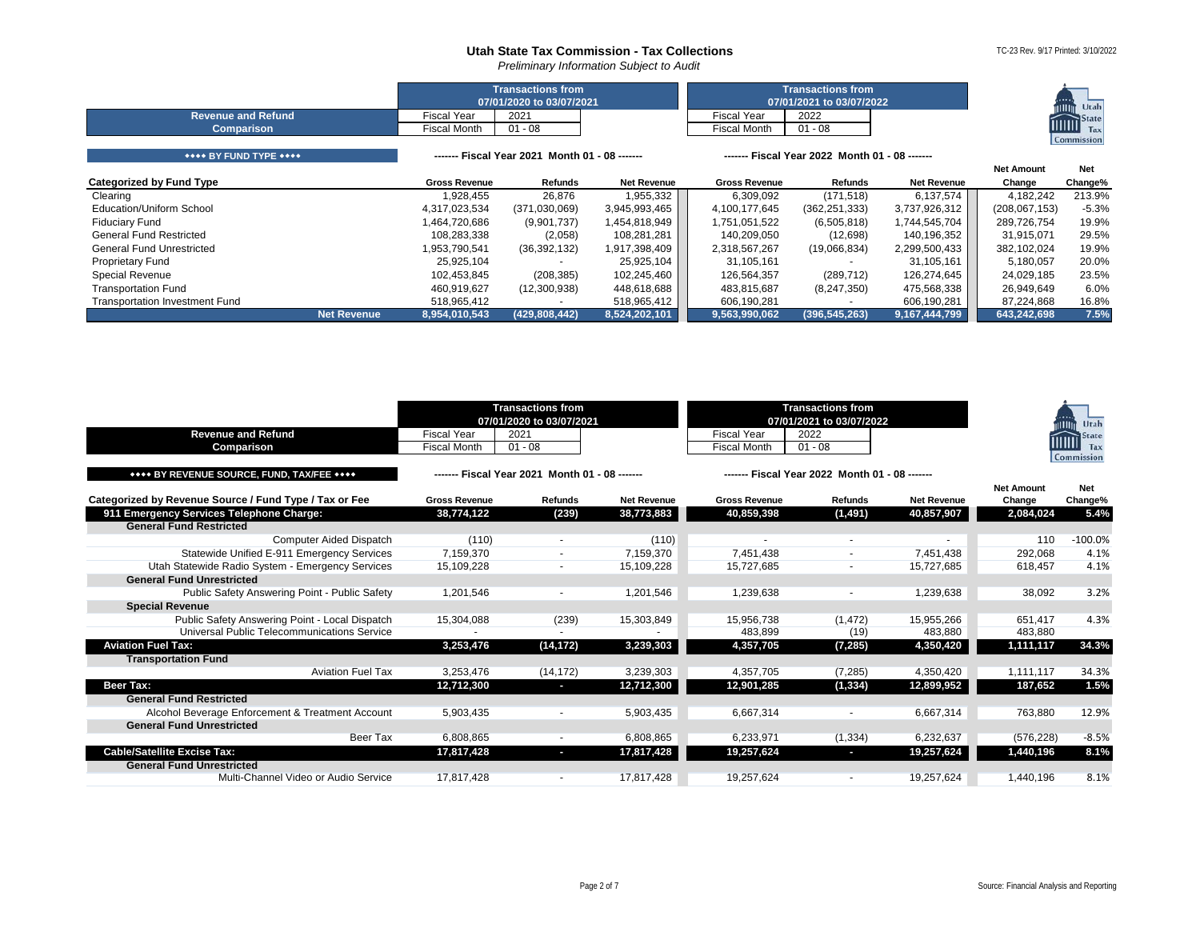# Utah State Tax Commission - Tax Collections

*Preliminary Information Subject to Audit*

TC-23 Rev. 9/17 Printed: 3/10/2022

| Revenue and Refund Comparison | Transactions from 07/01/2020 to 07/03/2021 | Transactions from 07/01/2021 to 03/07/2022 |
|---|---|---|
| Fiscal Year | 2021 | 2022 |
| Fiscal Month | 01 - 08 | 01 - 08 |

**◆◆◆◆ BY FUND TYPE ◆◆◆◆**

| | ------- Fiscal Year 2021 Month 01 - 08 ------- | | | ------- Fiscal Year 2022 Month 01 - 08 ------- | | | | |
|---|---|---|---|---|---|---|---|---|
| **Categorized by Fund Type** | **Gross Revenue** | **Refunds** | **Net Revenue** | **Gross Revenue** | **Refunds** | **Net Revenue** | **Net Amount Change** | **Net Change%** |
| Clearing | 1,928,455 | 26,876 | 1,955,332 | 6,309,092 | (171,518) | 6,137,574 | 4,182,242 | 213.9% |
| Education/Uniform School | 4,317,023,534 | (371,030,069) | 3,945,993,465 | 4,100,177,645 | (362,251,333) | 3,737,926,312 | (208,067,153) | -5.3% |
| Fiduciary Fund | 1,464,720,686 | (9,901,737) | 1,454,818,949 | 1,751,051,522 | (6,505,818) | 1,744,545,704 | 289,726,754 | 19.9% |
| General Fund Restricted | 108,283,338 | (2,058) | 108,281,281 | 140,209,050 | (12,698) | 140,196,352 | 31,915,071 | 29.5% |
| General Fund Unrestricted | 1,953,790,541 | (36,392,132) | 1,917,398,409 | 2,318,567,267 | (19,066,834) | 2,299,500,433 | 382,102,024 | 19.9% |
| Proprietary Fund | 25,925,104 | - | 25,925,104 | 31,105,161 | - | 31,105,161 | 5,180,057 | 20.0% |
| Special Revenue | 102,453,845 | (208,385) | 102,245,460 | 126,564,357 | (289,712) | 126,274,645 | 24,029,185 | 23.5% |
| Transportation Fund | 460,919,627 | (12,300,938) | 448,618,688 | 483,815,687 | (8,247,350) | 475,568,338 | 26,949,649 | 6.0% |
| Transportation Investment Fund | 518,965,412 | - | 518,965,412 | 606,190,281 | - | 606,190,281 | 87,224,868 | 16.8% |
| **Net Revenue** | **8,954,010,543** | **(429,808,442)** | **8,524,202,101** | **9,563,990,062** | **(396,545,263)** | **9,167,444,799** | **643,242,698** | **7.5%** |

| Revenue and Refund Comparison | Transactions from 07/01/2020 to 07/03/2021 | Transactions from 07/01/2021 to 03/07/2022 |
|---|---|---|
| Fiscal Year | 2021 | 2022 |
| Fiscal Month | 01 - 08 | 01 - 08 |

**◆◆◆◆ BY REVENUE SOURCE, FUND, TAX/FEE ◆◆◆◆**

| | ------- Fiscal Year 2021 Month 01 - 08 ------- | | | ------- Fiscal Year 2022 Month 01 - 08 ------- | | | | |
|---|---|---|---|---|---|---|---|---|
| **Categorized by Revenue Source / Fund Type / Tax or Fee** | **Gross Revenue** | **Refunds** | **Net Revenue** | **Gross Revenue** | **Refunds** | **Net Revenue** | **Net Amount Change** | **Net Change%** |
| **911 Emergency Services Telephone Charge:** | **38,774,122** | **(239)** | **38,773,883** | **40,859,398** | **(1,491)** | **40,857,907** | **2,084,024** | **5.4%** |
| **General Fund Restricted** | | | | | | | | |
| Computer Aided Dispatch | (110) | - | (110) | - | - | - | 110 | -100.0% |
| Statewide Unified E-911 Emergency Services | 7,159,370 | - | 7,159,370 | 7,451,438 | - | 7,451,438 | 292,068 | 4.1% |
| Utah Statewide Radio System - Emergency Services | 15,109,228 | - | 15,109,228 | 15,727,685 | - | 15,727,685 | 618,457 | 4.1% |
| **General Fund Unrestricted** | | | | | | | | |
| Public Safety Answering Point - Public Safety | 1,201,546 | - | 1,201,546 | 1,239,638 | - | 1,239,638 | 38,092 | 3.2% |
| **Special Revenue** | | | | | | | | |
| Public Safety Answering Point - Local Dispatch | 15,304,088 | (239) | 15,303,849 | 15,956,738 | (1,472) | 15,955,266 | 651,417 | 4.3% |
| Universal Public Telecommunications Service | - | - | - | 483,899 | (19) | 483,880 | 483,880 | |
| **Aviation Fuel Tax:** | **3,253,476** | **(14,172)** | **3,239,303** | **4,357,705** | **(7,285)** | **4,350,420** | **1,111,117** | **34.3%** |
| **Transportation Fund** | | | | | | | | |
| Aviation Fuel Tax | 3,253,476 | (14,172) | 3,239,303 | 4,357,705 | (7,285) | 4,350,420 | 1,111,117 | 34.3% |
| **Beer Tax:** | **12,712,300** | **-** | **12,712,300** | **12,901,285** | **(1,334)** | **12,899,952** | **187,652** | **1.5%** |
| **General Fund Restricted** | | | | | | | | |
| Alcohol Beverage Enforcement & Treatment Account | 5,903,435 | - | 5,903,435 | 6,667,314 | - | 6,667,314 | 763,880 | 12.9% |
| **General Fund Unrestricted** | | | | | | | | |
| Beer Tax | 6,808,865 | - | 6,808,865 | 6,233,971 | (1,334) | 6,232,637 | (576,228) | -8.5% |
| **Cable/Satellite Excise Tax:** | **17,817,428** | **-** | **17,817,428** | **19,257,624** | **-** | **19,257,624** | **1,440,196** | **8.1%** |
| **General Fund Unrestricted** | | | | | | | | |
| Multi-Channel Video or Audio Service | 17,817,428 | - | 17,817,428 | 19,257,624 | - | 19,257,624 | 1,440,196 | 8.1% |

Source: Financial Analysis and Reporting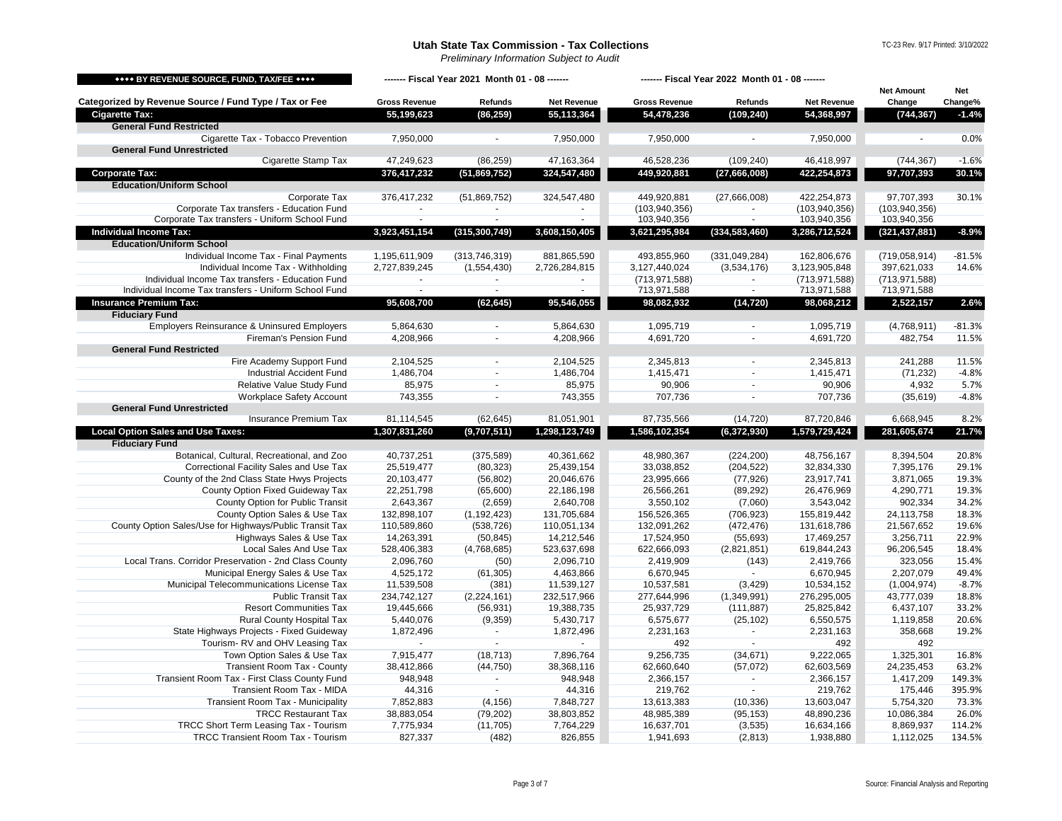# Utah State Tax Commission - Tax Collections

*Preliminary Information Subject to Audit*

TC-23 Rev. 9/17 Printed: 3/10/2022

| ◆◆◆◆ BY REVENUE SOURCE, FUND, TAX/FEE ◆◆◆◆ | ------- Fiscal Year 2021 Month 01 - 08 ------- | | | ------- Fiscal Year 2022 Month 01 - 08 ------- | | | | |
|---|---|---|---|---|---|---|---|---|
| Categorized by Revenue Source / Fund Type / Tax or Fee | Gross Revenue | Refunds | Net Revenue | Gross Revenue | Refunds | Net Revenue | Net Amount Change | Net Change% |
| **Cigarette Tax:** | **55,199,623** | **(86,259)** | **55,113,364** | **54,478,236** | **(109,240)** | **54,368,997** | **(744,367)** | **-1.4%** |
| **General Fund Restricted** | | | | | | | | |
| Cigarette Tax - Tobacco Prevention | 7,950,000 | - | 7,950,000 | 7,950,000 | - | 7,950,000 | - | 0.0% |
| **General Fund Unrestricted** | | | | | | | | |
| Cigarette Stamp Tax | 47,249,623 | (86,259) | 47,163,364 | 46,528,236 | (109,240) | 46,418,997 | (744,367) | -1.6% |
| **Corporate Tax:** | **376,417,232** | **(51,869,752)** | **324,547,480** | **449,920,881** | **(27,666,008)** | **422,254,873** | **97,707,393** | **30.1%** |
| **Education/Uniform School** | | | | | | | | |
| Corporate Tax | 376,417,232 | (51,869,752) | 324,547,480 | 449,920,881 | (27,666,008) | 422,254,873 | 97,707,393 | 30.1% |
| Corporate Tax transfers - Education Fund | - | - | - | (103,940,356) | - | (103,940,356) | (103,940,356) | |
| Corporate Tax transfers - Uniform School Fund | - | - | - | 103,940,356 | - | 103,940,356 | 103,940,356 | |
| **Individual Income Tax:** | **3,923,451,154** | **(315,300,749)** | **3,608,150,405** | **3,621,295,984** | **(334,583,460)** | **3,286,712,524** | **(321,437,881)** | **-8.9%** |
| **Education/Uniform School** | | | | | | | | |
| Individual Income Tax - Final Payments | 1,195,611,909 | (313,746,319) | 881,865,590 | 493,855,960 | (331,049,284) | 162,806,676 | (719,058,914) | -81.5% |
| Individual Income Tax - Withholding | 2,727,839,245 | (1,554,430) | 2,726,284,815 | 3,127,440,024 | (3,534,176) | 3,123,905,848 | 397,621,033 | 14.6% |
| Individual Income Tax transfers - Education Fund | - | - | - | (713,971,588) | - | (713,971,588) | (713,971,588) | |
| Individual Income Tax transfers - Uniform School Fund | - | - | - | 713,971,588 | - | 713,971,588 | 713,971,588 | |
| **Insurance Premium Tax:** | **95,608,700** | **(62,645)** | **95,546,055** | **98,082,932** | **(14,720)** | **98,068,212** | **2,522,157** | **2.6%** |
| **Fiduciary Fund** | | | | | | | | |
| Employers Reinsurance & Uninsured Employers | 5,864,630 | - | 5,864,630 | 1,095,719 | - | 1,095,719 | (4,768,911) | -81.3% |
| Fireman's Pension Fund | 4,208,966 | - | 4,208,966 | 4,691,720 | - | 4,691,720 | 482,754 | 11.5% |
| **General Fund Restricted** | | | | | | | | |
| Fire Academy Support Fund | 2,104,525 | - | 2,104,525 | 2,345,813 | - | 2,345,813 | 241,288 | 11.5% |
| Industrial Accident Fund | 1,486,704 | - | 1,486,704 | 1,415,471 | - | 1,415,471 | (71,232) | -4.8% |
| Relative Value Study Fund | 85,975 | - | 85,975 | 90,906 | - | 90,906 | 4,932 | 5.7% |
| Workplace Safety Account | 743,355 | - | 743,355 | 707,736 | - | 707,736 | (35,619) | -4.8% |
| **General Fund Unrestricted** | | | | | | | | |
| Insurance Premium Tax | 81,114,545 | (62,645) | 81,051,901 | 87,735,566 | (14,720) | 87,720,846 | 6,668,945 | 8.2% |
| **Local Option Sales and Use Taxes:** | **1,307,831,260** | **(9,707,511)** | **1,298,123,749** | **1,586,102,354** | **(6,372,930)** | **1,579,729,424** | **281,605,674** | **21.7%** |
| **Fiduciary Fund** | | | | | | | | |
| Botanical, Cultural, Recreational, and Zoo | 40,737,251 | (375,589) | 40,361,662 | 48,980,367 | (224,200) | 48,756,167 | 8,394,504 | 20.8% |
| Correctional Facility Sales and Use Tax | 25,519,477 | (80,323) | 25,439,154 | 33,038,852 | (204,522) | 32,834,330 | 7,395,176 | 29.1% |
| County of the 2nd Class State Hwys Projects | 20,103,477 | (56,802) | 20,046,676 | 23,995,666 | (77,926) | 23,917,741 | 3,871,065 | 19.3% |
| County Option Fixed Guideway Tax | 22,251,798 | (65,600) | 22,186,198 | 26,566,261 | (89,292) | 26,476,969 | 4,290,771 | 19.3% |
| County Option for Public Transit | 2,643,367 | (2,659) | 2,640,708 | 3,550,102 | (7,060) | 3,543,042 | 902,334 | 34.2% |
| County Option Sales & Use Tax | 132,898,107 | (1,192,423) | 131,705,684 | 156,526,365 | (706,923) | 155,819,442 | 24,113,758 | 18.3% |
| County Option Sales/Use for Highways/Public Transit Tax | 110,589,860 | (538,726) | 110,051,134 | 132,091,262 | (472,476) | 131,618,786 | 21,567,652 | 19.6% |
| Highways Sales & Use Tax | 14,263,391 | (50,845) | 14,212,546 | 17,524,950 | (55,693) | 17,469,257 | 3,256,711 | 22.9% |
| Local Sales And Use Tax | 528,406,383 | (4,768,685) | 523,637,698 | 622,666,093 | (2,821,851) | 619,844,243 | 96,206,545 | 18.4% |
| Local Trans. Corridor Preservation - 2nd Class County | 2,096,760 | (50) | 2,096,710 | 2,419,909 | (143) | 2,419,766 | 323,056 | 15.4% |
| Municipal Energy Sales & Use Tax | 4,525,172 | (61,305) | 4,463,866 | 6,670,945 | - | 6,670,945 | 2,207,079 | 49.4% |
| Municipal Telecommunications License Tax | 11,539,508 | (381) | 11,539,127 | 10,537,581 | (3,429) | 10,534,152 | (1,004,974) | -8.7% |
| Public Transit Tax | 234,742,127 | (2,224,161) | 232,517,966 | 277,644,996 | (1,349,991) | 276,295,005 | 43,777,039 | 18.8% |
| Resort Communities Tax | 19,445,666 | (56,931) | 19,388,735 | 25,937,729 | (111,887) | 25,825,842 | 6,437,107 | 33.2% |
| Rural County Hospital Tax | 5,440,076 | (9,359) | 5,430,717 | 6,575,677 | (25,102) | 6,550,575 | 1,119,858 | 20.6% |
| State Highways Projects - Fixed Guideway | 1,872,496 | - | 1,872,496 | 2,231,163 | - | 2,231,163 | 358,668 | 19.2% |
| Tourism- RV and OHV Leasing Tax | - | - | - | 492 | - | 492 | 492 | |
| Town Option Sales & Use Tax | 7,915,477 | (18,713) | 7,896,764 | 9,256,735 | (34,671) | 9,222,065 | 1,325,301 | 16.8% |
| Transient Room Tax - County | 38,412,866 | (44,750) | 38,368,116 | 62,660,640 | (57,072) | 62,603,569 | 24,235,453 | 63.2% |
| Transient Room Tax - First Class County Fund | 948,948 | - | 948,948 | 2,366,157 | - | 2,366,157 | 1,417,209 | 149.3% |
| Transient Room Tax - MIDA | 44,316 | - | 44,316 | 219,762 | - | 219,762 | 175,446 | 395.9% |
| Transient Room Tax - Municipality | 7,852,883 | (4,156) | 7,848,727 | 13,613,383 | (10,336) | 13,603,047 | 5,754,320 | 73.3% |
| TRCC Restaurant Tax | 38,883,054 | (79,202) | 38,803,852 | 48,985,389 | (95,153) | 48,890,236 | 10,086,384 | 26.0% |
| TRCC Short Term Leasing Tax - Tourism | 7,775,934 | (11,705) | 7,764,229 | 16,637,701 | (3,535) | 16,634,166 | 8,869,937 | 114.2% |
| TRCC Transient Room Tax - Tourism | 827,337 | (482) | 826,855 | 1,941,693 | (2,813) | 1,938,880 | 1,112,025 | 134.5% |

Source: Financial Analysis and Reporting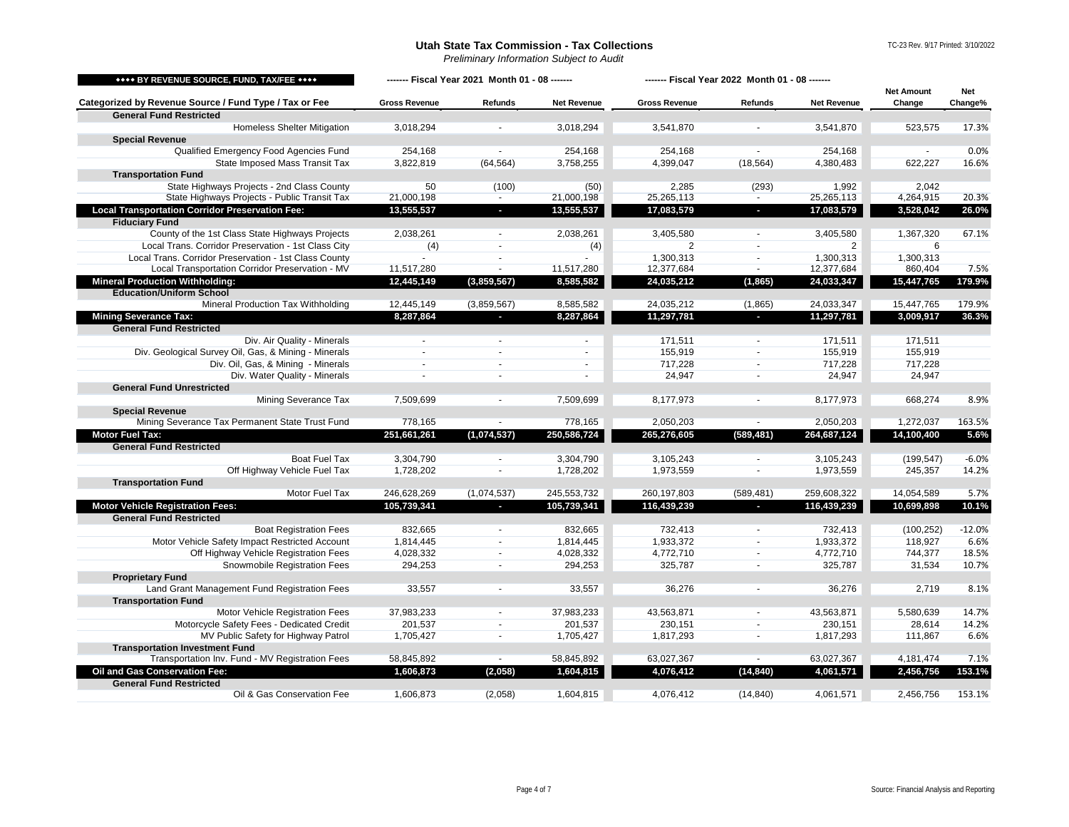## Utah State Tax Commission - Tax Collections

*Preliminary Information Subject to Audit*

TC-23 Rev. 9/17 Printed: 3/10/2022

| ♦♦♦♦ BY REVENUE SOURCE, FUND, TAX/FEE ♦♦♦♦ | ------- Fiscal Year 2021 Month 01 - 08 ------- | | | ------- Fiscal Year 2022 Month 01 - 08 ------- | | | | |
|---|---|---|---|---|---|---|---|---|
| **Categorized by Revenue Source / Fund Type / Tax or Fee** | **Gross Revenue** | **Refunds** | **Net Revenue** | **Gross Revenue** | **Refunds** | **Net Revenue** | **Net Amount Change** | **Net Change%** |
| **General Fund Restricted** | | | | | | | | |
| Homeless Shelter Mitigation | 3,018,294 | - | 3,018,294 | 3,541,870 | - | 3,541,870 | 523,575 | 17.3% |
| **Special Revenue** | | | | | | | | |
| Qualified Emergency Food Agencies Fund | 254,168 | - | 254,168 | 254,168 | - | 254,168 | - | 0.0% |
| State Imposed Mass Transit Tax | 3,822,819 | (64,564) | 3,758,255 | 4,399,047 | (18,564) | 4,380,483 | 622,227 | 16.6% |
| **Transportation Fund** | | | | | | | | |
| State Highways Projects - 2nd Class County | 50 | (100) | (50) | 2,285 | (293) | 1,992 | 2,042 | |
| State Highways Projects - Public Transit Tax | 21,000,198 | - | 21,000,198 | 25,265,113 | - | 25,265,113 | 4,264,915 | 20.3% |
| **Local Transportation Corridor Preservation Fee:** | **13,555,537** | **-** | **13,555,537** | **17,083,579** | **-** | **17,083,579** | **3,528,042** | **26.0%** |
| **Fiduciary Fund** | | | | | | | | |
| County of the 1st Class State Highways Projects | 2,038,261 | - | 2,038,261 | 3,405,580 | - | 3,405,580 | 1,367,320 | 67.1% |
| Local Trans. Corridor Preservation - 1st Class City | (4) | - | (4) | 2 | - | 2 | 6 | |
| Local Trans. Corridor Preservation - 1st Class County | - | - | - | 1,300,313 | - | 1,300,313 | 1,300,313 | |
| Local Transportation Corridor Preservation - MV | 11,517,280 | - | 11,517,280 | 12,377,684 | - | 12,377,684 | 860,404 | 7.5% |
| **Mineral Production Withholding:** | **12,445,149** | **(3,859,567)** | **8,585,582** | **24,035,212** | **(1,865)** | **24,033,347** | **15,447,765** | **179.9%** |
| **Education/Uniform School** | | | | | | | | |
| Mineral Production Tax Withholding | 12,445,149 | (3,859,567) | 8,585,582 | 24,035,212 | (1,865) | 24,033,347 | 15,447,765 | 179.9% |
| **Mining Severance Tax:** | **8,287,864** | **-** | **8,287,864** | **11,297,781** | **-** | **11,297,781** | **3,009,917** | **36.3%** |
| **General Fund Restricted** | | | | | | | | |
| Div. Air Quality - Minerals | - | - | - | 171,511 | - | 171,511 | 171,511 | |
| Div. Geological Survey Oil, Gas, & Mining - Minerals | - | - | - | 155,919 | - | 155,919 | 155,919 | |
| Div. Oil, Gas, & Mining - Minerals | - | - | - | 717,228 | - | 717,228 | 717,228 | |
| Div. Water Quality - Minerals | - | - | - | 24,947 | - | 24,947 | 24,947 | |
| **General Fund Unrestricted** | | | | | | | | |
| Mining Severance Tax | 7,509,699 | - | 7,509,699 | 8,177,973 | - | 8,177,973 | 668,274 | 8.9% |
| **Special Revenue** | | | | | | | | |
| Mining Severance Tax Permanent State Trust Fund | 778,165 | - | 778,165 | 2,050,203 | - | 2,050,203 | 1,272,037 | 163.5% |
| **Motor Fuel Tax:** | **251,661,261** | **(1,074,537)** | **250,586,724** | **265,276,605** | **(589,481)** | **264,687,124** | **14,100,400** | **5.6%** |
| **General Fund Restricted** | | | | | | | | |
| Boat Fuel Tax | 3,304,790 | - | 3,304,790 | 3,105,243 | - | 3,105,243 | (199,547) | -6.0% |
| Off Highway Vehicle Fuel Tax | 1,728,202 | - | 1,728,202 | 1,973,559 | - | 1,973,559 | 245,357 | 14.2% |
| **Transportation Fund** | | | | | | | | |
| Motor Fuel Tax | 246,628,269 | (1,074,537) | 245,553,732 | 260,197,803 | (589,481) | 259,608,322 | 14,054,589 | 5.7% |
| **Motor Vehicle Registration Fees:** | **105,739,341** | **-** | **105,739,341** | **116,439,239** | **-** | **116,439,239** | **10,699,898** | **10.1%** |
| **General Fund Restricted** | | | | | | | | |
| Boat Registration Fees | 832,665 | - | 832,665 | 732,413 | - | 732,413 | (100,252) | -12.0% |
| Motor Vehicle Safety Impact Restricted Account | 1,814,445 | - | 1,814,445 | 1,933,372 | - | 1,933,372 | 118,927 | 6.6% |
| Off Highway Vehicle Registration Fees | 4,028,332 | - | 4,028,332 | 4,772,710 | - | 4,772,710 | 744,377 | 18.5% |
| Snowmobile Registration Fees | 294,253 | - | 294,253 | 325,787 | - | 325,787 | 31,534 | 10.7% |
| **Proprietary Fund** | | | | | | | | |
| Land Grant Management Fund Registration Fees | 33,557 | - | 33,557 | 36,276 | - | 36,276 | 2,719 | 8.1% |
| **Transportation Fund** | | | | | | | | |
| Motor Vehicle Registration Fees | 37,983,233 | - | 37,983,233 | 43,563,871 | - | 43,563,871 | 5,580,639 | 14.7% |
| Motorcycle Safety Fees - Dedicated Credit | 201,537 | - | 201,537 | 230,151 | - | 230,151 | 28,614 | 14.2% |
| MV Public Safety for Highway Patrol | 1,705,427 | - | 1,705,427 | 1,817,293 | - | 1,817,293 | 111,867 | 6.6% |
| **Transportation Investment Fund** | | | | | | | | |
| Transportation Inv. Fund - MV Registration Fees | 58,845,892 | - | 58,845,892 | 63,027,367 | - | 63,027,367 | 4,181,474 | 7.1% |
| **Oil and Gas Conservation Fee:** | **1,606,873** | **(2,058)** | **1,604,815** | **4,076,412** | **(14,840)** | **4,061,571** | **2,456,756** | **153.1%** |
| **General Fund Restricted** | | | | | | | | |
| Oil & Gas Conservation Fee | 1,606,873 | (2,058) | 1,604,815 | 4,076,412 | (14,840) | 4,061,571 | 2,456,756 | 153.1% |

Source: Financial Analysis and Reporting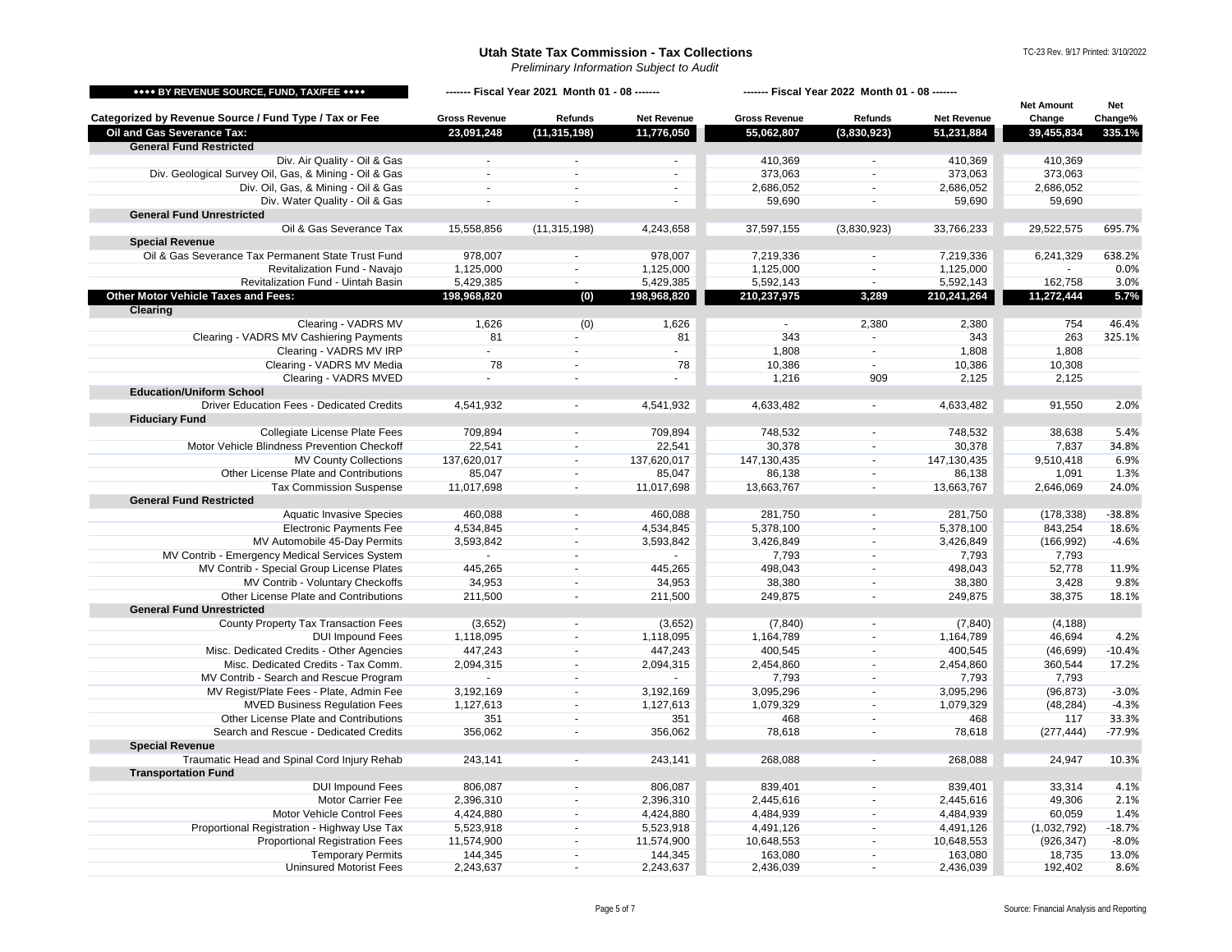# Utah State Tax Commission - Tax Collections

*Preliminary Information Subject to Audit*

TC-23 Rev. 9/17 Printed: 3/10/2022

| ◆◆◆◆ BY REVENUE SOURCE, FUND, TAX/FEE ◆◆◆◆ | ------- Fiscal Year 2021 Month 01 - 08 ------- | | | ------- Fiscal Year 2022 Month 01 - 08 ------- | | | | |
|---|---|---|---|---|---|---|---|---|
| **Categorized by Revenue Source / Fund Type / Tax or Fee** | **Gross Revenue** | **Refunds** | **Net Revenue** | **Gross Revenue** | **Refunds** | **Net Revenue** | **Net Amount Change** | **Net Change%** |
| **Oil and Gas Severance Tax:** | **23,091,248** | **(11,315,198)** | **11,776,050** | **55,062,807** | **(3,830,923)** | **51,231,884** | **39,455,834** | **335.1%** |
| **General Fund Restricted** | | | | | | | | |
| Div. Air Quality - Oil & Gas | - | - | - | 410,369 | - | 410,369 | 410,369 | |
| Div. Geological Survey Oil, Gas, & Mining - Oil & Gas | - | - | - | 373,063 | - | 373,063 | 373,063 | |
| Div. Oil, Gas, & Mining - Oil & Gas | - | - | - | 2,686,052 | - | 2,686,052 | 2,686,052 | |
| Div. Water Quality - Oil & Gas | - | - | - | 59,690 | - | 59,690 | 59,690 | |
| **General Fund Unrestricted** | | | | | | | | |
| Oil & Gas Severance Tax | 15,558,856 | (11,315,198) | 4,243,658 | 37,597,155 | (3,830,923) | 33,766,233 | 29,522,575 | 695.7% |
| **Special Revenue** | | | | | | | | |
| Oil & Gas Severance Tax Permanent State Trust Fund | 978,007 | - | 978,007 | 7,219,336 | - | 7,219,336 | 6,241,329 | 638.2% |
| Revitalization Fund - Navajo | 1,125,000 | - | 1,125,000 | 1,125,000 | - | 1,125,000 | - | 0.0% |
| Revitalization Fund - Uintah Basin | 5,429,385 | - | 5,429,385 | 5,592,143 | - | 5,592,143 | 162,758 | 3.0% |
| **Other Motor Vehicle Taxes and Fees:** | **198,968,820** | **(0)** | **198,968,820** | **210,237,975** | **3,289** | **210,241,264** | **11,272,444** | **5.7%** |
| **Clearing** | | | | | | | | |
| Clearing - VADRS MV | 1,626 | (0) | 1,626 | - | 2,380 | 2,380 | 754 | 46.4% |
| Clearing - VADRS MV Cashiering Payments | 81 | - | 81 | 343 | - | 343 | 263 | 325.1% |
| Clearing - VADRS MV IRP | - | - | - | 1,808 | - | 1,808 | 1,808 | |
| Clearing - VADRS MV Media | 78 | - | 78 | 10,386 | - | 10,386 | 10,308 | |
| Clearing - VADRS MVED | - | - | - | 1,216 | 909 | 2,125 | 2,125 | |
| **Education/Uniform School** | | | | | | | | |
| Driver Education Fees - Dedicated Credits | 4,541,932 | - | 4,541,932 | 4,633,482 | - | 4,633,482 | 91,550 | 2.0% |
| **Fiduciary Fund** | | | | | | | | |
| Collegiate License Plate Fees | 709,894 | - | 709,894 | 748,532 | - | 748,532 | 38,638 | 5.4% |
| Motor Vehicle Blindness Prevention Checkoff | 22,541 | - | 22,541 | 30,378 | - | 30,378 | 7,837 | 34.8% |
| MV County Collections | 137,620,017 | - | 137,620,017 | 147,130,435 | - | 147,130,435 | 9,510,418 | 6.9% |
| Other License Plate and Contributions | 85,047 | - | 85,047 | 86,138 | - | 86,138 | 1,091 | 1.3% |
| Tax Commission Suspense | 11,017,698 | - | 11,017,698 | 13,663,767 | - | 13,663,767 | 2,646,069 | 24.0% |
| **General Fund Restricted** | | | | | | | | |
| Aquatic Invasive Species | 460,088 | - | 460,088 | 281,750 | - | 281,750 | (178,338) | -38.8% |
| Electronic Payments Fee | 4,534,845 | - | 4,534,845 | 5,378,100 | - | 5,378,100 | 843,254 | 18.6% |
| MV Automobile 45-Day Permits | 3,593,842 | - | 3,593,842 | 3,426,849 | - | 3,426,849 | (166,992) | -4.6% |
| MV Contrib - Emergency Medical Services System | - | - | - | 7,793 | - | 7,793 | 7,793 | |
| MV Contrib - Special Group License Plates | 445,265 | - | 445,265 | 498,043 | - | 498,043 | 52,778 | 11.9% |
| MV Contrib - Voluntary Checkoffs | 34,953 | - | 34,953 | 38,380 | - | 38,380 | 3,428 | 9.8% |
| Other License Plate and Contributions | 211,500 | - | 211,500 | 249,875 | - | 249,875 | 38,375 | 18.1% |
| **General Fund Unrestricted** | | | | | | | | |
| County Property Tax Transaction Fees | (3,652) | - | (3,652) | (7,840) | - | (7,840) | (4,188) | |
| DUI Impound Fees | 1,118,095 | - | 1,118,095 | 1,164,789 | - | 1,164,789 | 46,694 | 4.2% |
| Misc. Dedicated Credits - Other Agencies | 447,243 | - | 447,243 | 400,545 | - | 400,545 | (46,699) | -10.4% |
| Misc. Dedicated Credits - Tax Comm. | 2,094,315 | - | 2,094,315 | 2,454,860 | - | 2,454,860 | 360,544 | 17.2% |
| MV Contrib - Search and Rescue Program | - | - | - | 7,793 | - | 7,793 | 7,793 | |
| MV Regist/Plate Fees - Plate, Admin Fee | 3,192,169 | - | 3,192,169 | 3,095,296 | - | 3,095,296 | (96,873) | -3.0% |
| MVED Business Regulation Fees | 1,127,613 | - | 1,127,613 | 1,079,329 | - | 1,079,329 | (48,284) | -4.3% |
| Other License Plate and Contributions | 351 | - | 351 | 468 | - | 468 | 117 | 33.3% |
| Search and Rescue - Dedicated Credits | 356,062 | - | 356,062 | 78,618 | - | 78,618 | (277,444) | -77.9% |
| **Special Revenue** | | | | | | | | |
| Traumatic Head and Spinal Cord Injury Rehab | 243,141 | - | 243,141 | 268,088 | - | 268,088 | 24,947 | 10.3% |
| **Transportation Fund** | | | | | | | | |
| DUI Impound Fees | 806,087 | - | 806,087 | 839,401 | - | 839,401 | 33,314 | 4.1% |
| Motor Carrier Fee | 2,396,310 | - | 2,396,310 | 2,445,616 | - | 2,445,616 | 49,306 | 2.1% |
| Motor Vehicle Control Fees | 4,424,880 | - | 4,424,880 | 4,484,939 | - | 4,484,939 | 60,059 | 1.4% |
| Proportional Registration - Highway Use Tax | 5,523,918 | - | 5,523,918 | 4,491,126 | - | 4,491,126 | (1,032,792) | -18.7% |
| Proportional Registration Fees | 11,574,900 | - | 11,574,900 | 10,648,553 | - | 10,648,553 | (926,347) | -8.0% |
| Temporary Permits | 144,345 | - | 144,345 | 163,080 | - | 163,080 | 18,735 | 13.0% |
| Uninsured Motorist Fees | 2,243,637 | - | 2,243,637 | 2,436,039 | - | 2,436,039 | 192,402 | 8.6% |

Source: Financial Analysis and Reporting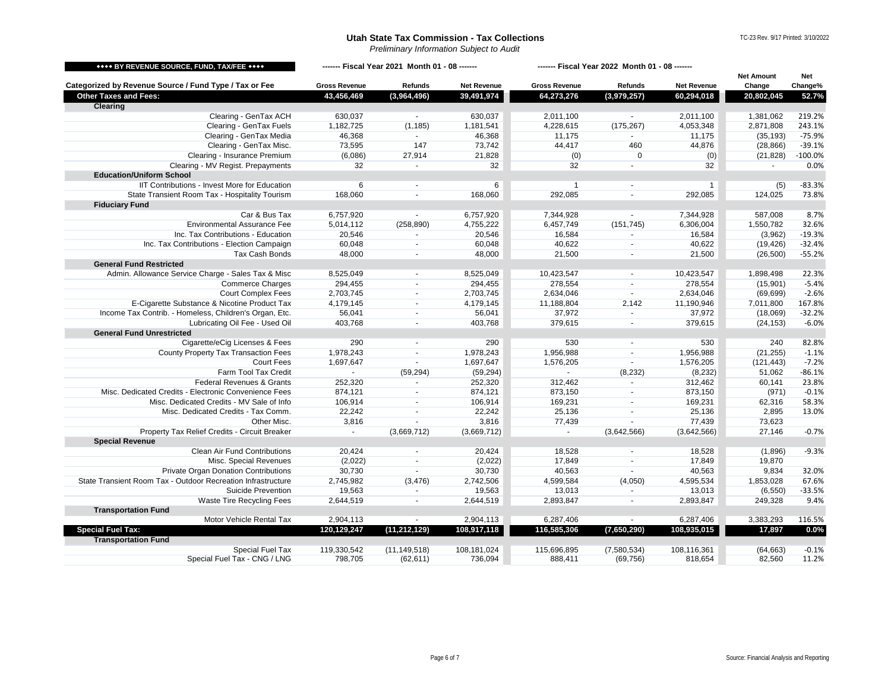# Utah State Tax Commission - Tax Collections

*Preliminary Information Subject to Audit*

TC-23 Rev. 9/17 Printed: 3/10/2022

| ◆◆◆◆ BY REVENUE SOURCE, FUND, TAX/FEE ◆◆◆◆ | ------- Fiscal Year 2021 Month 01 - 08 ------- | | | ------- Fiscal Year 2022 Month 01 - 08 ------- | | | | |
|---|---|---|---|---|---|---|---|---|
| **Categorized by Revenue Source / Fund Type / Tax or Fee** | **Gross Revenue** | **Refunds** | **Net Revenue** | **Gross Revenue** | **Refunds** | **Net Revenue** | **Net Amount Change** | **Net Change%** |
| **Other Taxes and Fees:** | **43,456,469** | **(3,964,496)** | **39,491,974** | **64,273,276** | **(3,979,257)** | **60,294,018** | **20,802,045** | **52.7%** |
| **Clearing** | | | | | | | | |
| Clearing - GenTax ACH | 630,037 | - | 630,037 | 2,011,100 | - | 2,011,100 | 1,381,062 | 219.2% |
| Clearing - GenTax Fuels | 1,182,725 | (1,185) | 1,181,541 | 4,228,615 | (175,267) | 4,053,348 | 2,871,808 | 243.1% |
| Clearing - GenTax Media | 46,368 | - | 46,368 | 11,175 | - | 11,175 | (35,193) | -75.9% |
| Clearing - GenTax Misc. | 73,595 | 147 | 73,742 | 44,417 | 460 | 44,876 | (28,866) | -39.1% |
| Clearing - Insurance Premium | (6,086) | 27,914 | 21,828 | (0) | 0 | (0) | (21,828) | -100.0% |
| Clearing - MV Regist. Prepayments | 32 | - | 32 | 32 | - | 32 | - | 0.0% |
| **Education/Uniform School** | | | | | | | | |
| IIT Contributions - Invest More for Education | 6 | - | 6 | 1 | - | 1 | (5) | -83.3% |
| State Transient Room Tax - Hospitality Tourism | 168,060 | - | 168,060 | 292,085 | - | 292,085 | 124,025 | 73.8% |
| **Fiduciary Fund** | | | | | | | | |
| Car & Bus Tax | 6,757,920 | - | 6,757,920 | 7,344,928 | - | 7,344,928 | 587,008 | 8.7% |
| Environmental Assurance Fee | 5,014,112 | (258,890) | 4,755,222 | 6,457,749 | (151,745) | 6,306,004 | 1,550,782 | 32.6% |
| Inc. Tax Contributions - Education | 20,546 | - | 20,546 | 16,584 | - | 16,584 | (3,962) | -19.3% |
| Inc. Tax Contributions - Election Campaign | 60,048 | - | 60,048 | 40,622 | - | 40,622 | (19,426) | -32.4% |
| Tax Cash Bonds | 48,000 | - | 48,000 | 21,500 | - | 21,500 | (26,500) | -55.2% |
| **General Fund Restricted** | | | | | | | | |
| Admin. Allowance Service Charge - Sales Tax & Misc | 8,525,049 | - | 8,525,049 | 10,423,547 | - | 10,423,547 | 1,898,498 | 22.3% |
| Commerce Charges | 294,455 | - | 294,455 | 278,554 | - | 278,554 | (15,901) | -5.4% |
| Court Complex Fees | 2,703,745 | - | 2,703,745 | 2,634,046 | - | 2,634,046 | (69,699) | -2.6% |
| E-Cigarette Substance & Nicotine Product Tax | 4,179,145 | - | 4,179,145 | 11,188,804 | 2,142 | 11,190,946 | 7,011,800 | 167.8% |
| Income Tax Contrib. - Homeless, Children's Organ, Etc. | 56,041 | - | 56,041 | 37,972 | - | 37,972 | (18,069) | -32.2% |
| Lubricating Oil Fee - Used Oil | 403,768 | - | 403,768 | 379,615 | - | 379,615 | (24,153) | -6.0% |
| **General Fund Unrestricted** | | | | | | | | |
| Cigarette/eCig Licenses & Fees | 290 | - | 290 | 530 | - | 530 | 240 | 82.8% |
| County Property Tax Transaction Fees | 1,978,243 | - | 1,978,243 | 1,956,988 | - | 1,956,988 | (21,255) | -1.1% |
| Court Fees | 1,697,647 | - | 1,697,647 | 1,576,205 | - | 1,576,205 | (121,443) | -7.2% |
| Farm Tool Tax Credit | - | (59,294) | (59,294) | - | (8,232) | (8,232) | 51,062 | -86.1% |
| Federal Revenues & Grants | 252,320 | - | 252,320 | 312,462 | - | 312,462 | 60,141 | 23.8% |
| Misc. Dedicated Credits - Electronic Convenience Fees | 874,121 | - | 874,121 | 873,150 | - | 873,150 | (971) | -0.1% |
| Misc. Dedicated Credits - MV Sale of Info | 106,914 | - | 106,914 | 169,231 | - | 169,231 | 62,316 | 58.3% |
| Misc. Dedicated Credits - Tax Comm. | 22,242 | - | 22,242 | 25,136 | - | 25,136 | 2,895 | 13.0% |
| Other Misc. | 3,816 | - | 3,816 | 77,439 | - | 77,439 | 73,623 | |
| Property Tax Relief Credits - Circuit Breaker | - | (3,669,712) | (3,669,712) | - | (3,642,566) | (3,642,566) | 27,146 | -0.7% |
| **Special Revenue** | | | | | | | | |
| Clean Air Fund Contributions | 20,424 | - | 20,424 | 18,528 | - | 18,528 | (1,896) | -9.3% |
| Misc. Special Revenues | (2,022) | - | (2,022) | 17,849 | - | 17,849 | 19,870 | |
| Private Organ Donation Contributions | 30,730 | - | 30,730 | 40,563 | - | 40,563 | 9,834 | 32.0% |
| State Transient Room Tax - Outdoor Recreation Infrastructure | 2,745,982 | (3,476) | 2,742,506 | 4,599,584 | (4,050) | 4,595,534 | 1,853,028 | 67.6% |
| Suicide Prevention | 19,563 | - | 19,563 | 13,013 | - | 13,013 | (6,550) | -33.5% |
| Waste Tire Recycling Fees | 2,644,519 | - | 2,644,519 | 2,893,847 | - | 2,893,847 | 249,328 | 9.4% |
| **Transportation Fund** | | | | | | | | |
| Motor Vehicle Rental Tax | 2,904,113 | - | 2,904,113 | 6,287,406 | - | 6,287,406 | 3,383,293 | 116.5% |
| **Special Fuel Tax:** | **120,129,247** | **(11,212,129)** | **108,917,118** | **116,585,306** | **(7,650,290)** | **108,935,015** | **17,897** | **0.0%** |
| **Transportation Fund** | | | | | | | | |
| Special Fuel Tax | 119,330,542 | (11,149,518) | 108,181,024 | 115,696,895 | (7,580,534) | 108,116,361 | (64,663) | -0.1% |
| Special Fuel Tax - CNG / LNG | 798,705 | (62,611) | 736,094 | 888,411 | (69,756) | 818,654 | 82,560 | 11.2% |

Source: Financial Analysis and Reporting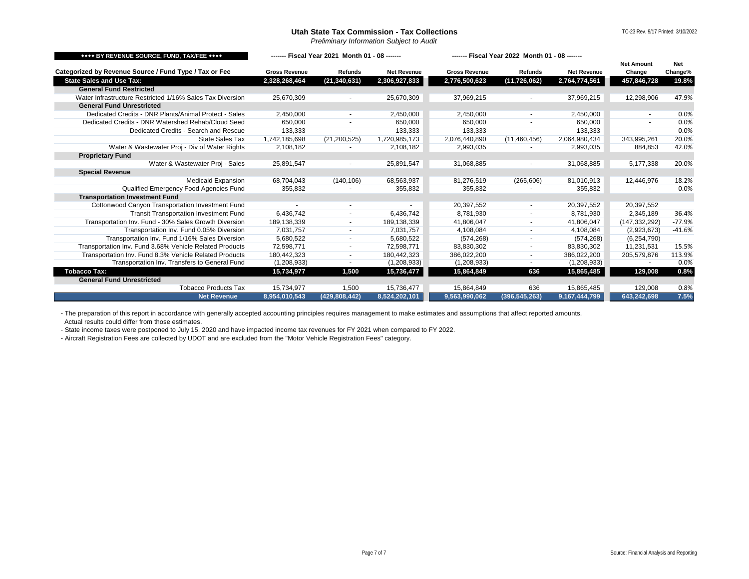**Utah State Tax Commission - Tax Collections**

*Preliminary Information Subject to Audit*

| ◆◆◆◆ BY REVENUE SOURCE, FUND, TAX/FEE ◆◆◆◆ | ------- Fiscal Year 2021 Month 01 - 08 ------- | | | ------- Fiscal Year 2022 Month 01 - 08 ------- | | | | |
|---|---|---|---|---|---|---|---|---|
| Categorized by Revenue Source / Fund Type / Tax or Fee | Gross Revenue | Refunds | Net Revenue | Gross Revenue | Refunds | Net Revenue | Net Amount Change | Net Change% |
| **State Sales and Use Tax:** | **2,328,268,464** | **(21,340,631)** | **2,306,927,833** | **2,776,500,623** | **(11,726,062)** | **2,764,774,561** | **457,846,728** | **19.8%** |
| **General Fund Restricted** | | | | | | | | |
| Water Infrastructure Restricted 1/16% Sales Tax Diversion | 25,670,309 | - | 25,670,309 | 37,969,215 | - | 37,969,215 | 12,298,906 | 47.9% |
| **General Fund Unrestricted** | | | | | | | | |
| Dedicated Credits - DNR Plants/Animal Protect - Sales | 2,450,000 | - | 2,450,000 | 2,450,000 | - | 2,450,000 | - | 0.0% |
| Dedicated Credits - DNR Watershed Rehab/Cloud Seed | 650,000 | - | 650,000 | 650,000 | - | 650,000 | - | 0.0% |
| Dedicated Credits - Search and Rescue | 133,333 | - | 133,333 | 133,333 | - | 133,333 | - | 0.0% |
| State Sales Tax | 1,742,185,698 | (21,200,525) | 1,720,985,173 | 2,076,440,890 | (11,460,456) | 2,064,980,434 | 343,995,261 | 20.0% |
| Water & Wastewater Proj - Div of Water Rights | 2,108,182 | - | 2,108,182 | 2,993,035 | - | 2,993,035 | 884,853 | 42.0% |
| **Proprietary Fund** | | | | | | | | |
| Water & Wastewater Proj - Sales | 25,891,547 | - | 25,891,547 | 31,068,885 | - | 31,068,885 | 5,177,338 | 20.0% |
| **Special Revenue** | | | | | | | | |
| Medicaid Expansion | 68,704,043 | (140,106) | 68,563,937 | 81,276,519 | (265,606) | 81,010,913 | 12,446,976 | 18.2% |
| Qualified Emergency Food Agencies Fund | 355,832 | - | 355,832 | 355,832 | - | 355,832 | - | 0.0% |
| **Transportation Investment Fund** | | | | | | | | |
| Cottonwood Canyon Transportation Investment Fund | - | - | - | 20,397,552 | - | 20,397,552 | 20,397,552 | |
| Transit Transportation Investment Fund | 6,436,742 | - | 6,436,742 | 8,781,930 | - | 8,781,930 | 2,345,189 | 36.4% |
| Transportation Inv. Fund - 30% Sales Growth Diversion | 189,138,339 | - | 189,138,339 | 41,806,047 | - | 41,806,047 | (147,332,292) | -77.9% |
| Transportation Inv. Fund 0.05% Diversion | 7,031,757 | - | 7,031,757 | 4,108,084 | - | 4,108,084 | (2,923,673) | -41.6% |
| Transportation Inv. Fund 1/16% Sales Diversion | 5,680,522 | - | 5,680,522 | (574,268) | - | (574,268) | (6,254,790) | |
| Transportation Inv. Fund 3.68% Vehicle Related Products | 72,598,771 | - | 72,598,771 | 83,830,302 | - | 83,830,302 | 11,231,531 | 15.5% |
| Transportation Inv. Fund 8.3% Vehicle Related Products | 180,442,323 | - | 180,442,323 | 386,022,200 | - | 386,022,200 | 205,579,876 | 113.9% |
| Transportation Inv. Transfers to General Fund | (1,208,933) | - | (1,208,933) | (1,208,933) | - | (1,208,933) | - | 0.0% |
| **Tobacco Tax:** | **15,734,977** | **1,500** | **15,736,477** | **15,864,849** | **636** | **15,865,485** | **129,008** | **0.8%** |
| **General Fund Unrestricted** | | | | | | | | |
| Tobacco Products Tax | 15,734,977 | 1,500 | 15,736,477 | 15,864,849 | 636 | 15,865,485 | 129,008 | 0.8% |
| **Net Revenue** | **8,954,010,543** | **(429,808,442)** | **8,524,202,101** | **9,563,990,062** | **(396,545,263)** | **9,167,444,799** | **643,242,698** | **7.5%** |

- The preparation of this report in accordance with generally accepted accounting principles requires management to make estimates and assumptions that affect reported amounts. Actual results could differ from those estimates.
- State income taxes were postponed to July 15, 2020 and have impacted income tax revenues for FY 2021 when compared to FY 2022.
- Aircraft Registration Fees are collected by UDOT and are excluded from the "Motor Vehicle Registration Fees" category.